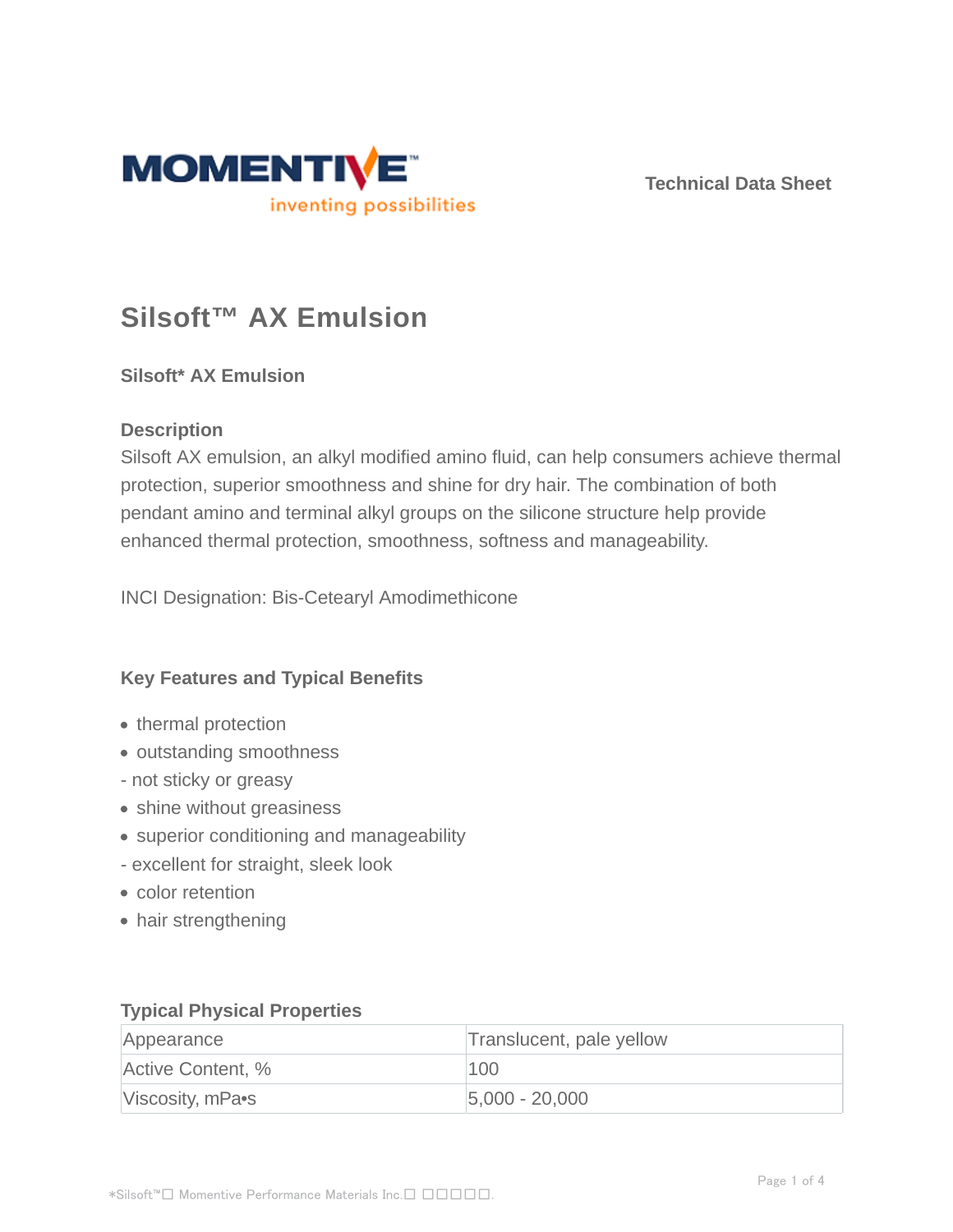Technical Data Sheet

# Silsoft™ AX Emulsion

### Silsoft* AX Emulsion

### Description

Silsoft AX emulsion, an alkyl modified amino fluid, can help consumers achieve thermal protection, superior smoothness and shine for dry hair. The combination of both pendant amino and terminal alkyl groups on the silicone structure help provide enhanced thermal protection, smoothness, softness and manageability.

INCI Designation: Bis-Cetearyl Amodimethicone

### Key Features and Typical Benefits

- thermal protection
- outstanding smoothness

- not sticky or greasy

- shine without greasiness
- superior conditioning and manageability

- excellent for straight, sleek look

- color retention
- hair strengthening

### Typical Physical Properties

| Appearance | Translucent, pale yellow |
|---|---|
| Active Content, % | 100 |
| Viscosity, mPa•s | 5,000 - 20,000 |

*Silsoft™ Momentive Performance Materials Inc.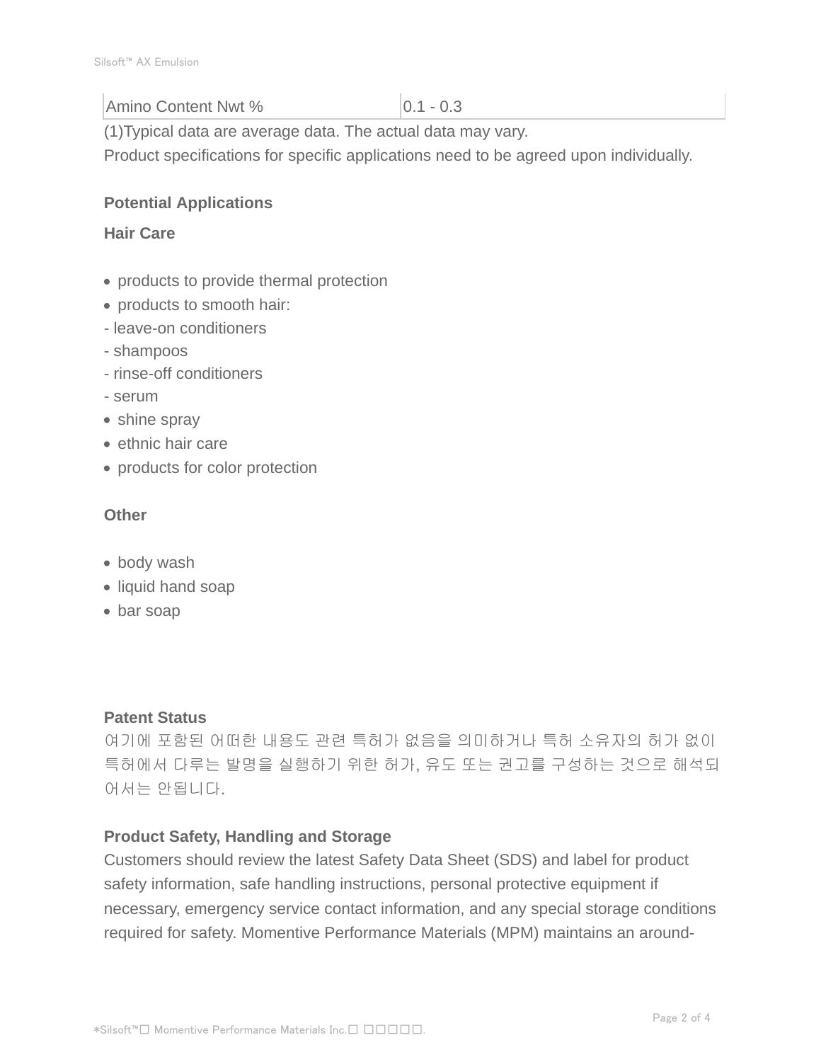| Amino Content Nwt % | 0.1 - 0.3 |
|---|---|

(1)Typical data are average data. The actual data may vary.

Product specifications for specific applications need to be agreed upon individually.

## Potential Applications

### Hair Care

- products to provide thermal protection
- products to smooth hair:

- leave-on conditioners
- shampoos
- rinse-off conditioners
- serum

- shine spray
- ethnic hair care
- products for color protection

### Other

- body wash
- liquid hand soap
- bar soap

## Patent Status

여기에 포함된 어떠한 내용도 관련 특허가 없음을 의미하거나 특허 소유자의 허가 없이 특허에서 다루는 발명을 실행하기 위한 허가, 유도 또는 권고를 구성하는 것으로 해석되어서는 안됩니다.

## Product Safety, Handling and Storage

Customers should review the latest Safety Data Sheet (SDS) and label for product safety information, safe handling instructions, personal protective equipment if necessary, emergency service contact information, and any special storage conditions required for safety. Momentive Performance Materials (MPM) maintains an around-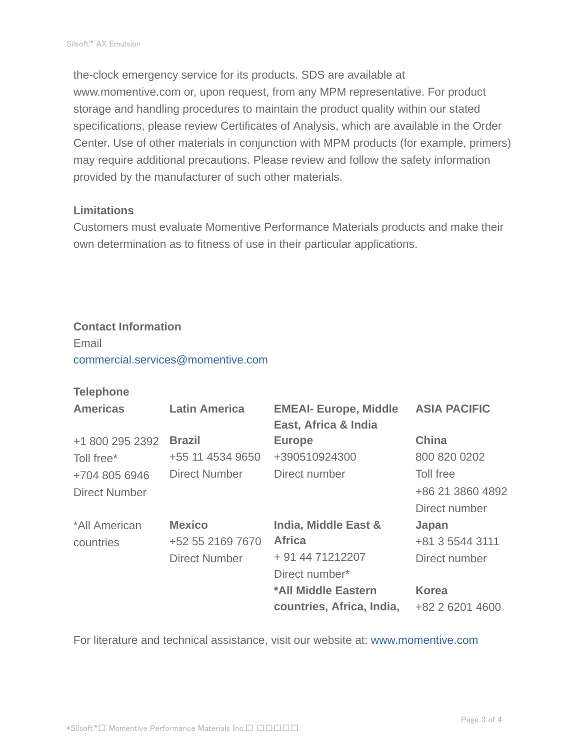the-clock emergency service for its products. SDS are available at www.momentive.com or, upon request, from any MPM representative. For product storage and handling procedures to maintain the product quality within our stated specifications, please review Certificates of Analysis, which are available in the Order Center. Use of other materials in conjunction with MPM products (for example, primers) may require additional precautions. Please review and follow the safety information provided by the manufacturer of such other materials.

**Limitations**

Customers must evaluate Momentive Performance Materials products and make their own determination as to fitness of use in their particular applications.

**Contact Information**

Email

commercial.services@momentive.com

**Telephone**

| Americas | Latin America | EMEAI- Europe, Middle East, Africa & India | ASIA PACIFIC |
|---|---|---|---|
| +1 800 295 2392<br>Toll free*<br>+704 805 6946<br>Direct Number | **Brazil**<br>+55 11 4534 9650<br>Direct Number | **Europe**<br>+390510924300<br>Direct number | **China**<br>800 820 0202<br>Toll free<br>+86 21 3860 4892<br>Direct number |
| *All American countries | **Mexico**<br>+52 55 2169 7670<br>Direct Number | **India, Middle East & Africa**<br>+ 91 44 71212207<br>Direct number*<br>***All Middle Eastern countries, Africa, India,** | **Japan**<br>+81 3 5544 3111<br>Direct number<br><br>**Korea**<br>+82 2 6201 4600 |

For literature and technical assistance, visit our website at: www.momentive.com

*Silsoft™□ Momentive Performance Materials Inc.□ □□□□□.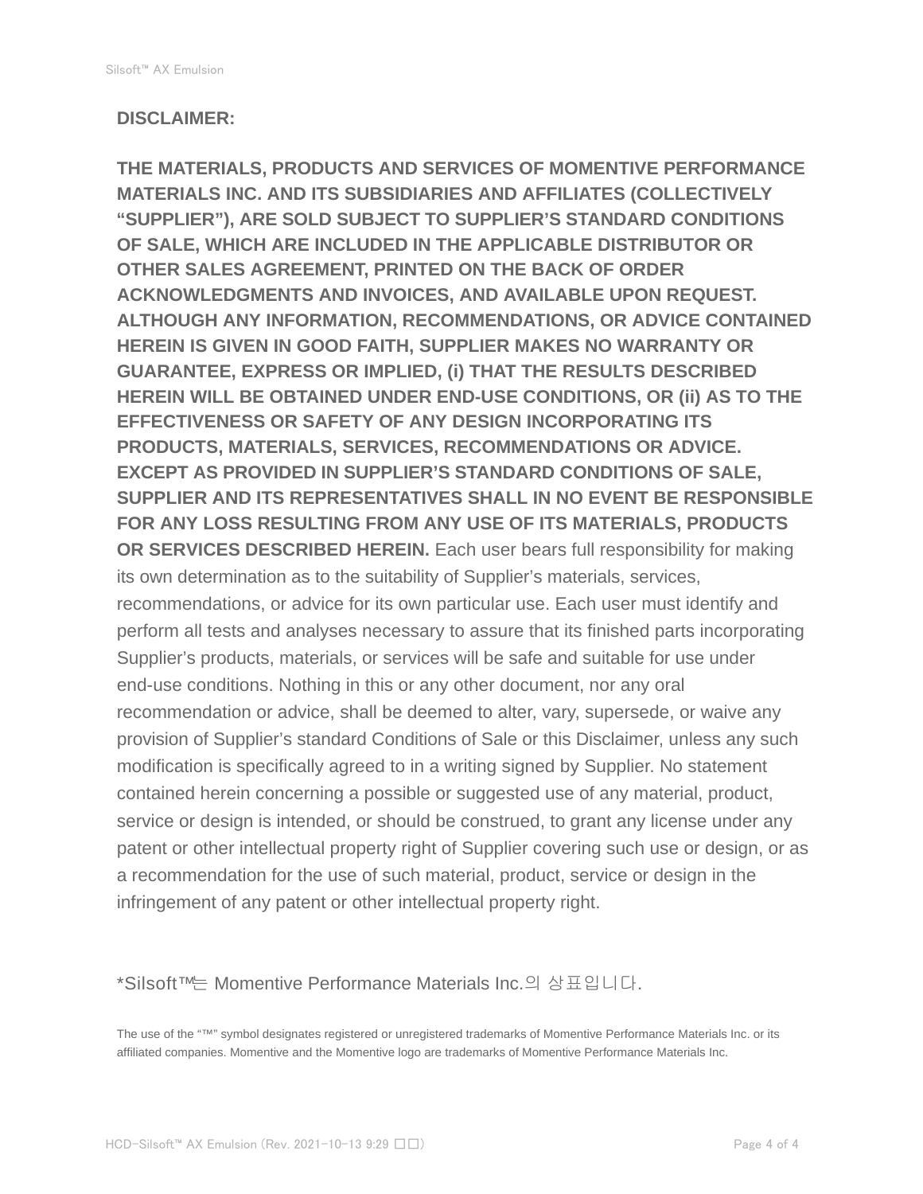**DISCLAIMER:**

**THE MATERIALS, PRODUCTS AND SERVICES OF MOMENTIVE PERFORMANCE MATERIALS INC. AND ITS SUBSIDIARIES AND AFFILIATES (COLLECTIVELY "SUPPLIER"), ARE SOLD SUBJECT TO SUPPLIER'S STANDARD CONDITIONS OF SALE, WHICH ARE INCLUDED IN THE APPLICABLE DISTRIBUTOR OR OTHER SALES AGREEMENT, PRINTED ON THE BACK OF ORDER ACKNOWLEDGMENTS AND INVOICES, AND AVAILABLE UPON REQUEST. ALTHOUGH ANY INFORMATION, RECOMMENDATIONS, OR ADVICE CONTAINED HEREIN IS GIVEN IN GOOD FAITH, SUPPLIER MAKES NO WARRANTY OR GUARANTEE, EXPRESS OR IMPLIED, (i) THAT THE RESULTS DESCRIBED HEREIN WILL BE OBTAINED UNDER END-USE CONDITIONS, OR (ii) AS TO THE EFFECTIVENESS OR SAFETY OF ANY DESIGN INCORPORATING ITS PRODUCTS, MATERIALS, SERVICES, RECOMMENDATIONS OR ADVICE. EXCEPT AS PROVIDED IN SUPPLIER'S STANDARD CONDITIONS OF SALE, SUPPLIER AND ITS REPRESENTATIVES SHALL IN NO EVENT BE RESPONSIBLE FOR ANY LOSS RESULTING FROM ANY USE OF ITS MATERIALS, PRODUCTS OR SERVICES DESCRIBED HEREIN.** Each user bears full responsibility for making its own determination as to the suitability of Supplier's materials, services, recommendations, or advice for its own particular use. Each user must identify and perform all tests and analyses necessary to assure that its finished parts incorporating Supplier's products, materials, or services will be safe and suitable for use under end-use conditions. Nothing in this or any other document, nor any oral recommendation or advice, shall be deemed to alter, vary, supersede, or waive any provision of Supplier's standard Conditions of Sale or this Disclaimer, unless any such modification is specifically agreed to in a writing signed by Supplier. No statement contained herein concerning a possible or suggested use of any material, product, service or design is intended, or should be construed, to grant any license under any patent or other intellectual property right of Supplier covering such use or design, or as a recommendation for the use of such material, product, service or design in the infringement of any patent or other intellectual property right.

*Silsoft™는 Momentive Performance Materials Inc.의 상표입니다.

The use of the "™" symbol designates registered or unregistered trademarks of Momentive Performance Materials Inc. or its affiliated companies. Momentive and the Momentive logo are trademarks of Momentive Performance Materials Inc.